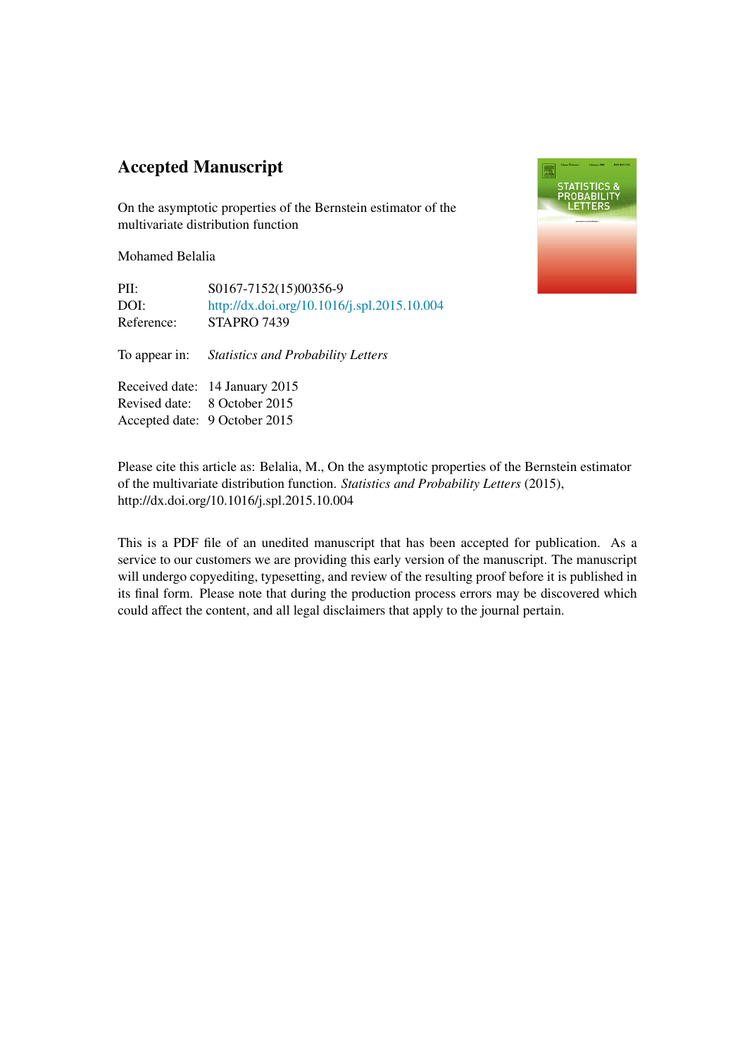# Accepted Manuscript

On the asymptotic properties of the Bernstein estimator of the multivariate distribution function

Mohamed Belalia

| | |
|---|---|
| PII: | S0167-7152(15)00356-9 |
| DOI: | http://dx.doi.org/10.1016/j.spl.2015.10.004 |
| Reference: | STAPRO 7439 |

To appear in: *Statistics and Probability Letters*

| | |
|---|---|
| Received date: | 14 January 2015 |
| Revised date: | 8 October 2015 |
| Accepted date: | 9 October 2015 |

Please cite this article as: Belalia, M., On the asymptotic properties of the Bernstein estimator of the multivariate distribution function. *Statistics and Probability Letters* (2015), http://dx.doi.org/10.1016/j.spl.2015.10.004

This is a PDF file of an unedited manuscript that has been accepted for publication. As a service to our customers we are providing this early version of the manuscript. The manuscript will undergo copyediting, typesetting, and review of the resulting proof before it is published in its final form. Please note that during the production process errors may be discovered which could affect the content, and all legal disclaimers that apply to the journal pertain.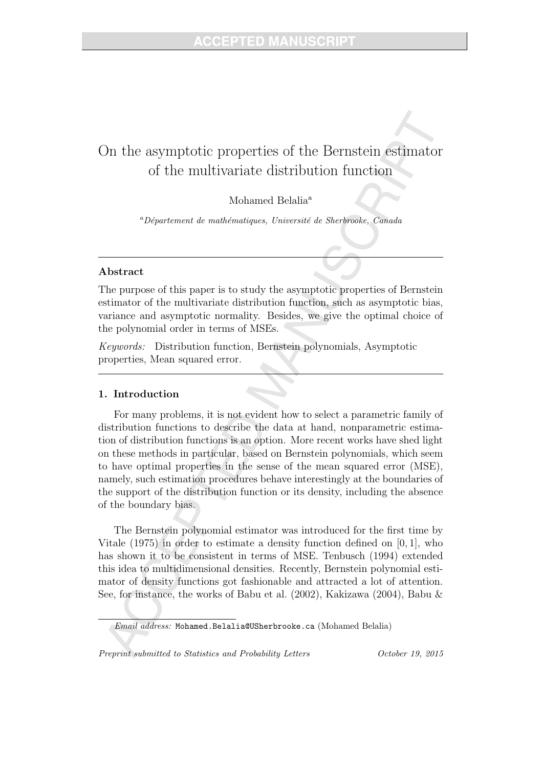# On the asymptotic properties of the Bernstein estimator of the multivariate distribution function

Mohamed Belalia[a]

[a]*Département de mathématiques, Université de Sherbrooke, Canada*

---

## Abstract

The purpose of this paper is to study the asymptotic properties of Bernstein estimator of the multivariate distribution function, such as asymptotic bias, variance and asymptotic normality. Besides, we give the optimal choice of the polynomial order in terms of MSEs.

*Keywords:* Distribution function, Bernstein polynomials, Asymptotic properties, Mean squared error.

---

## 1. Introduction

For many problems, it is not evident how to select a parametric family of distribution functions to describe the data at hand, nonparametric estimation of distribution functions is an option. More recent works have shed light on these methods in particular, based on Bernstein polynomials, which seem to have optimal properties in the sense of the mean squared error (MSE), namely, such estimation procedures behave interestingly at the boundaries of the support of the distribution function or its density, including the absence of the boundary bias.

The Bernstein polynomial estimator was introduced for the first time by Vitale (1975) in order to estimate a density function defined on $[0, 1]$, who has shown it to be consistent in terms of MSE. Tenbusch (1994) extended this idea to multidimensional densities. Recently, Bernstein polynomial estimator of density functions got fashionable and attracted a lot of attention. See, for instance, the works of Babu et al. (2002), Kakizawa (2004), Babu &

*Email address:* Mohamed.Belalia@USherbrooke.ca (Mohamed Belalia)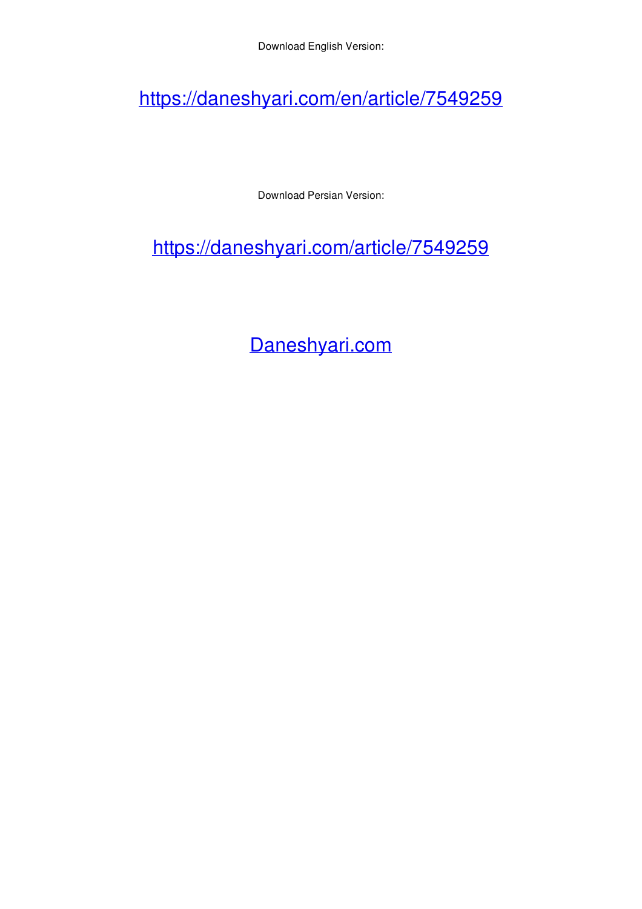Download English Version:

https://daneshyari.com/en/article/7549259

Download Persian Version:

https://daneshyari.com/article/7549259

Daneshyari.com